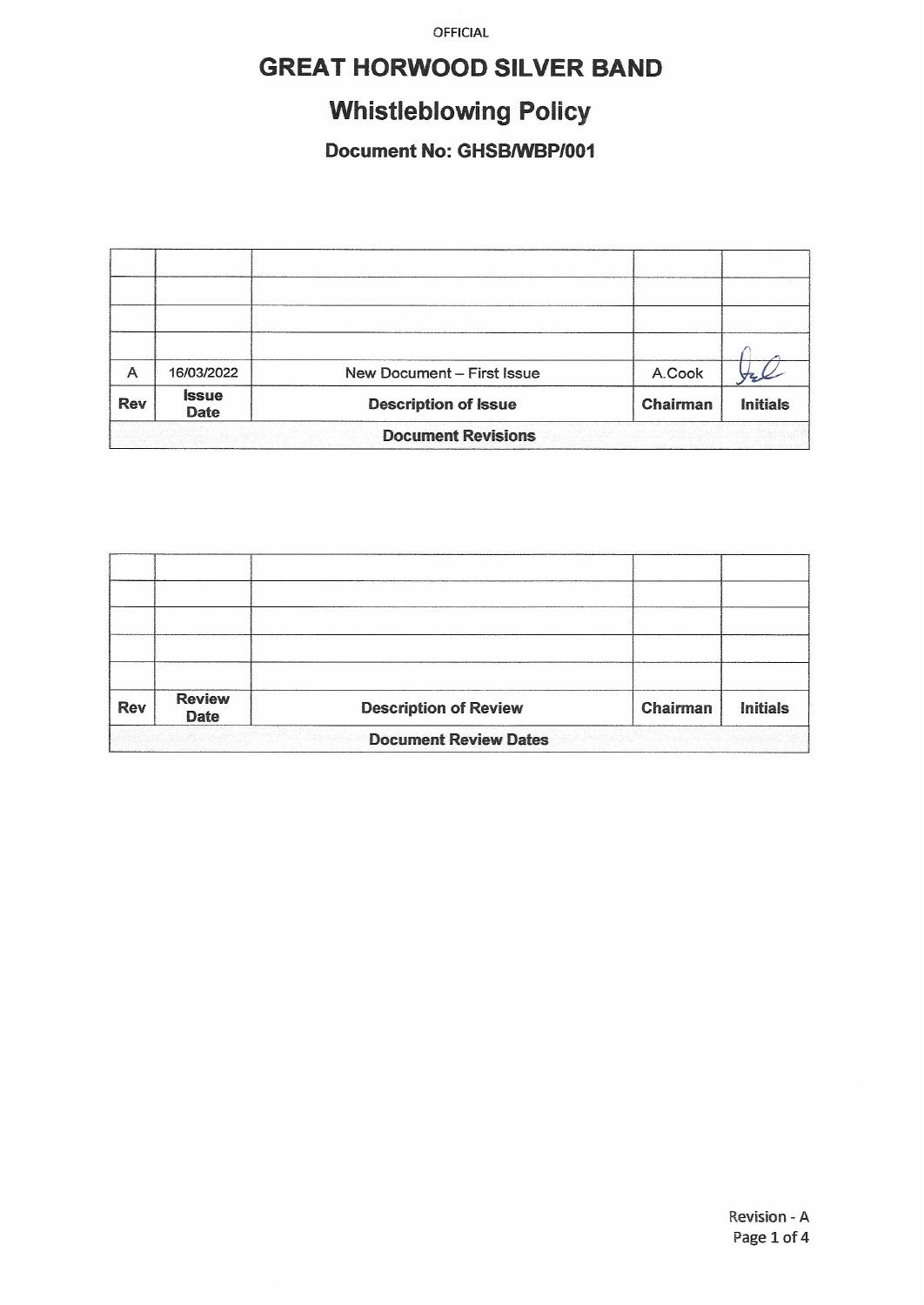OFFICIAL

# GREAT HORWOOD SILVER BAND

## Whistleblowing Policy

### Document No: GHSB/WBP/001

| Rev | Issue Date | Description of Issue | Chairman | Initials |
|---|---|---|---|---|
| | | | | |
| | | | | |
| | | | | |
| | | | | |
| A | 16/03/2022 | New Document – First Issue | A.Cook | |
| **Document Revisions** | | | | |

| Rev | Review Date | Description of Review | Chairman | Initials |
|---|---|---|---|---|
| | | | | |
| | | | | |
| | | | | |
| | | | | |
| | | | | |
| **Document Review Dates** | | | | |

Revision - A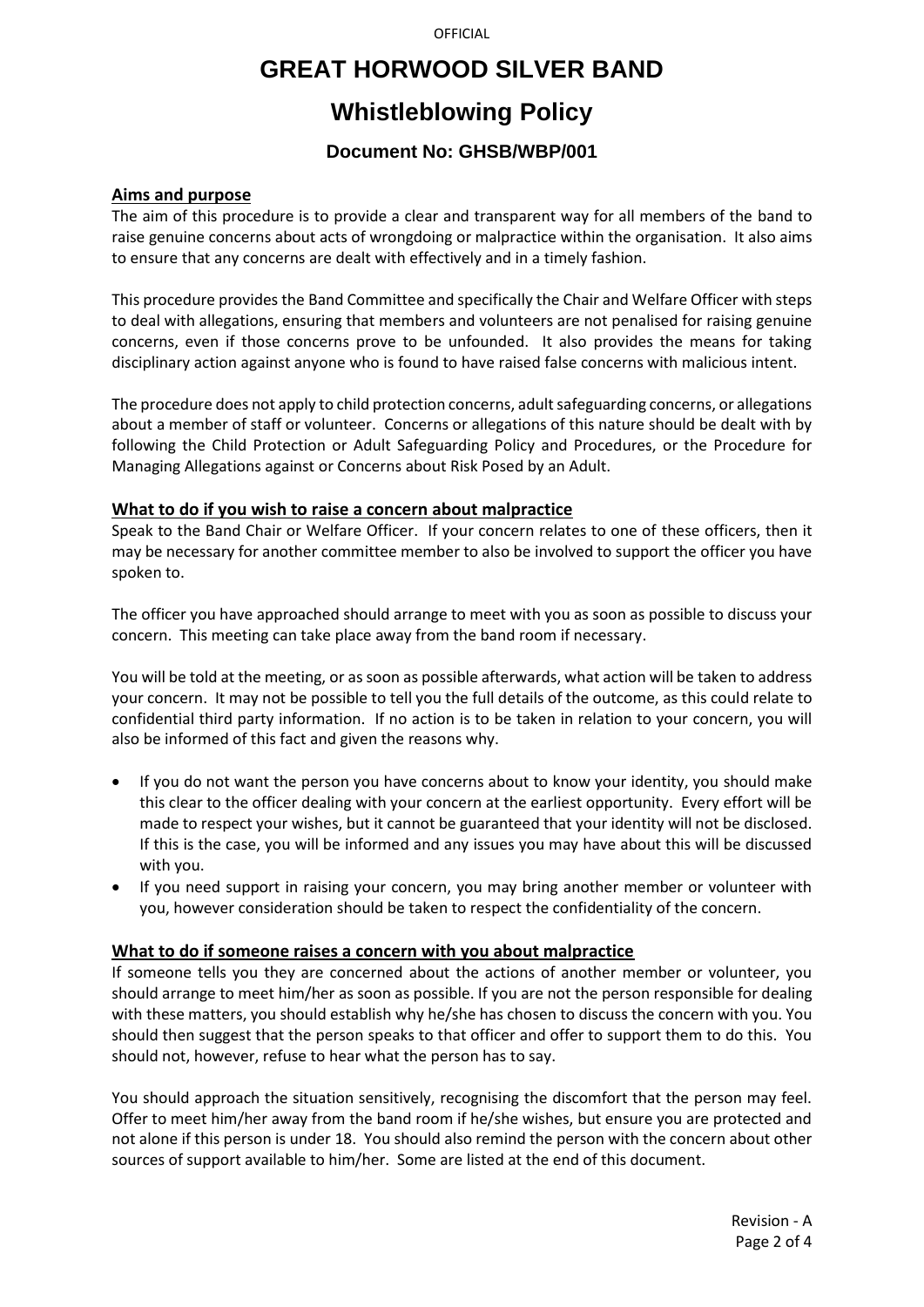# GREAT HORWOOD SILVER BAND

# Whistleblowing Policy

### Document No: GHSB/WBP/001

**Aims and purpose**

The aim of this procedure is to provide a clear and transparent way for all members of the band to raise genuine concerns about acts of wrongdoing or malpractice within the organisation. It also aims to ensure that any concerns are dealt with effectively and in a timely fashion.

This procedure provides the Band Committee and specifically the Chair and Welfare Officer with steps to deal with allegations, ensuring that members and volunteers are not penalised for raising genuine concerns, even if those concerns prove to be unfounded. It also provides the means for taking disciplinary action against anyone who is found to have raised false concerns with malicious intent.

The procedure does not apply to child protection concerns, adult safeguarding concerns, or allegations about a member of staff or volunteer. Concerns or allegations of this nature should be dealt with by following the Child Protection or Adult Safeguarding Policy and Procedures, or the Procedure for Managing Allegations against or Concerns about Risk Posed by an Adult.

**What to do if you wish to raise a concern about malpractice**

Speak to the Band Chair or Welfare Officer. If your concern relates to one of these officers, then it may be necessary for another committee member to also be involved to support the officer you have spoken to.

The officer you have approached should arrange to meet with you as soon as possible to discuss your concern. This meeting can take place away from the band room if necessary.

You will be told at the meeting, or as soon as possible afterwards, what action will be taken to address your concern. It may not be possible to tell you the full details of the outcome, as this could relate to confidential third party information. If no action is to be taken in relation to your concern, you will also be informed of this fact and given the reasons why.

- If you do not want the person you have concerns about to know your identity, you should make this clear to the officer dealing with your concern at the earliest opportunity. Every effort will be made to respect your wishes, but it cannot be guaranteed that your identity will not be disclosed. If this is the case, you will be informed and any issues you may have about this will be discussed with you.
- If you need support in raising your concern, you may bring another member or volunteer with you, however consideration should be taken to respect the confidentiality of the concern.

**What to do if someone raises a concern with you about malpractice**

If someone tells you they are concerned about the actions of another member or volunteer, you should arrange to meet him/her as soon as possible. If you are not the person responsible for dealing with these matters, you should establish why he/she has chosen to discuss the concern with you. You should then suggest that the person speaks to that officer and offer to support them to do this. You should not, however, refuse to hear what the person has to say.

You should approach the situation sensitively, recognising the discomfort that the person may feel. Offer to meet him/her away from the band room if he/she wishes, but ensure you are protected and not alone if this person is under 18. You should also remind the person with the concern about other sources of support available to him/her. Some are listed at the end of this document.

Revision - A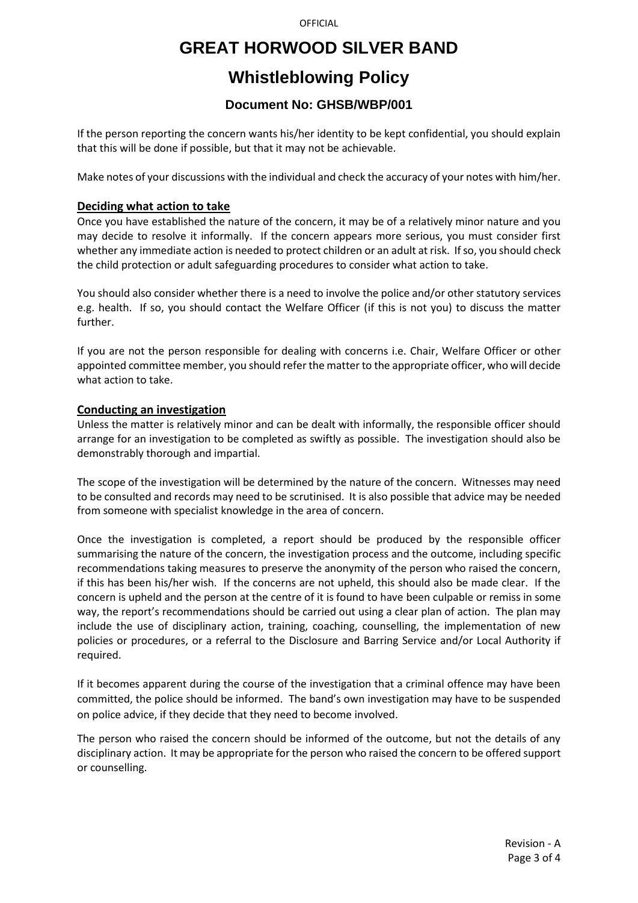If the person reporting the concern wants his/her identity to be kept confidential, you should explain that this will be done if possible, but that it may not be achievable.

Make notes of your discussions with the individual and check the accuracy of your notes with him/her.

## Deciding what action to take

Once you have established the nature of the concern, it may be of a relatively minor nature and you may decide to resolve it informally. If the concern appears more serious, you must consider first whether any immediate action is needed to protect children or an adult at risk. If so, you should check the child protection or adult safeguarding procedures to consider what action to take.

You should also consider whether there is a need to involve the police and/or other statutory services e.g. health. If so, you should contact the Welfare Officer (if this is not you) to discuss the matter further.

If you are not the person responsible for dealing with concerns i.e. Chair, Welfare Officer or other appointed committee member, you should refer the matter to the appropriate officer, who will decide what action to take.

## Conducting an investigation

Unless the matter is relatively minor and can be dealt with informally, the responsible officer should arrange for an investigation to be completed as swiftly as possible. The investigation should also be demonstrably thorough and impartial.

The scope of the investigation will be determined by the nature of the concern. Witnesses may need to be consulted and records may need to be scrutinised. It is also possible that advice may be needed from someone with specialist knowledge in the area of concern.

Once the investigation is completed, a report should be produced by the responsible officer summarising the nature of the concern, the investigation process and the outcome, including specific recommendations taking measures to preserve the anonymity of the person who raised the concern, if this has been his/her wish. If the concerns are not upheld, this should also be made clear. If the concern is upheld and the person at the centre of it is found to have been culpable or remiss in some way, the report's recommendations should be carried out using a clear plan of action. The plan may include the use of disciplinary action, training, coaching, counselling, the implementation of new policies or procedures, or a referral to the Disclosure and Barring Service and/or Local Authority if required.

If it becomes apparent during the course of the investigation that a criminal offence may have been committed, the police should be informed. The band's own investigation may have to be suspended on police advice, if they decide that they need to become involved.

The person who raised the concern should be informed of the outcome, but not the details of any disciplinary action. It may be appropriate for the person who raised the concern to be offered support or counselling.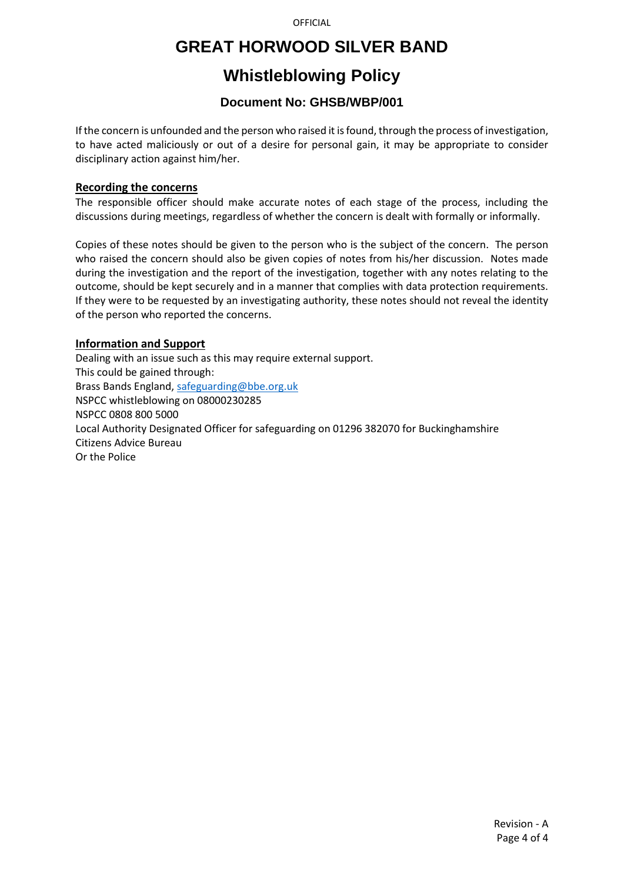If the concern is unfounded and the person who raised it is found, through the process of investigation, to have acted maliciously or out of a desire for personal gain, it may be appropriate to consider disciplinary action against him/her.

## Recording the concerns

The responsible officer should make accurate notes of each stage of the process, including the discussions during meetings, regardless of whether the concern is dealt with formally or informally.

Copies of these notes should be given to the person who is the subject of the concern. The person who raised the concern should also be given copies of notes from his/her discussion. Notes made during the investigation and the report of the investigation, together with any notes relating to the outcome, should be kept securely and in a manner that complies with data protection requirements. If they were to be requested by an investigating authority, these notes should not reveal the identity of the person who reported the concerns.

## Information and Support

Dealing with an issue such as this may require external support.
This could be gained through:
Brass Bands England, safeguarding@bbe.org.uk
NSPCC whistleblowing on 08000230285
NSPCC 0808 800 5000
Local Authority Designated Officer for safeguarding on 01296 382070 for Buckinghamshire
Citizens Advice Bureau
Or the Police